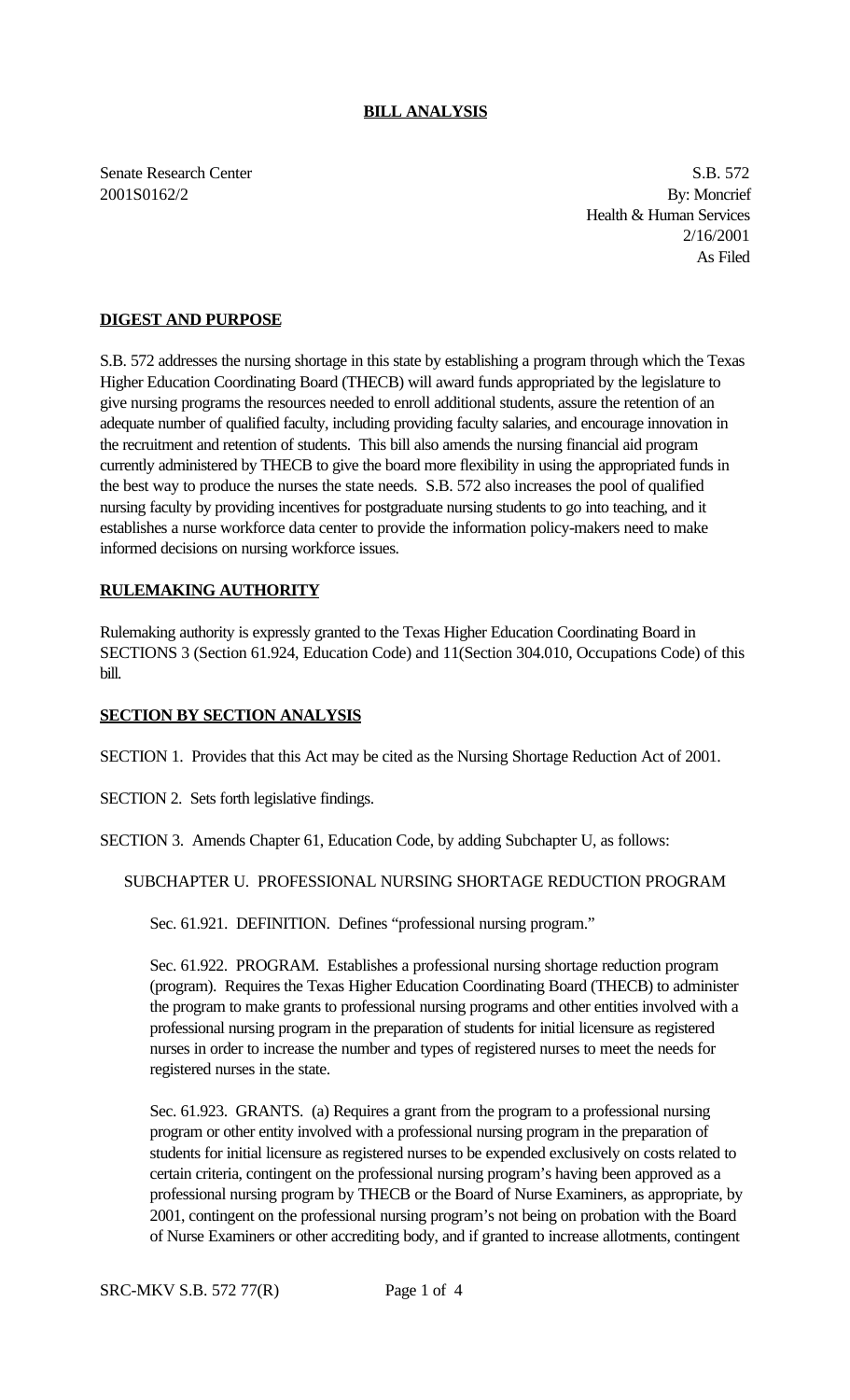## BILL ANALYSIS

Senate Research Center
2001S0162/2

S.B. 572
By: Moncrief
Health & Human Services
2/16/2001
As Filed

### DIGEST AND PURPOSE

S.B. 572 addresses the nursing shortage in this state by establishing a program through which the Texas Higher Education Coordinating Board (THECB) will award funds appropriated by the legislature to give nursing programs the resources needed to enroll additional students, assure the retention of an adequate number of qualified faculty, including providing faculty salaries, and encourage innovation in the recruitment and retention of students. This bill also amends the nursing financial aid program currently administered by THECB to give the board more flexibility in using the appropriated funds in the best way to produce the nurses the state needs. S.B. 572 also increases the pool of qualified nursing faculty by providing incentives for postgraduate nursing students to go into teaching, and it establishes a nurse workforce data center to provide the information policy-makers need to make informed decisions on nursing workforce issues.

### RULEMAKING AUTHORITY

Rulemaking authority is expressly granted to the Texas Higher Education Coordinating Board in SECTIONS 3 (Section 61.924, Education Code) and 11(Section 304.010, Occupations Code) of this bill.

### SECTION BY SECTION ANALYSIS

SECTION 1. Provides that this Act may be cited as the Nursing Shortage Reduction Act of 2001.

SECTION 2. Sets forth legislative findings.

SECTION 3. Amends Chapter 61, Education Code, by adding Subchapter U, as follows:

SUBCHAPTER U. PROFESSIONAL NURSING SHORTAGE REDUCTION PROGRAM

Sec. 61.921. DEFINITION. Defines "professional nursing program."

Sec. 61.922. PROGRAM. Establishes a professional nursing shortage reduction program (program). Requires the Texas Higher Education Coordinating Board (THECB) to administer the program to make grants to professional nursing programs and other entities involved with a professional nursing program in the preparation of students for initial licensure as registered nurses in order to increase the number and types of registered nurses to meet the needs for registered nurses in the state.

Sec. 61.923. GRANTS. (a) Requires a grant from the program to a professional nursing program or other entity involved with a professional nursing program in the preparation of students for initial licensure as registered nurses to be expended exclusively on costs related to certain criteria, contingent on the professional nursing program's having been approved as a professional nursing program by THECB or the Board of Nurse Examiners, as appropriate, by 2001, contingent on the professional nursing program's not being on probation with the Board of Nurse Examiners or other accrediting body, and if granted to increase allotments, contingent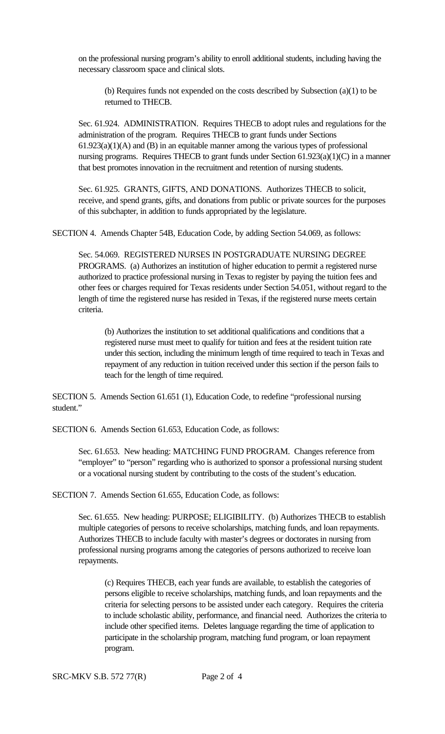on the professional nursing program's ability to enroll additional students, including having the necessary classroom space and clinical slots.

(b) Requires funds not expended on the costs described by Subsection (a)(1) to be returned to THECB.

Sec. 61.924. ADMINISTRATION. Requires THECB to adopt rules and regulations for the administration of the program. Requires THECB to grant funds under Sections 61.923(a)(1)(A) and (B) in an equitable manner among the various types of professional nursing programs. Requires THECB to grant funds under Section 61.923(a)(1)(C) in a manner that best promotes innovation in the recruitment and retention of nursing students.

Sec. 61.925. GRANTS, GIFTS, AND DONATIONS. Authorizes THECB to solicit, receive, and spend grants, gifts, and donations from public or private sources for the purposes of this subchapter, in addition to funds appropriated by the legislature.

SECTION 4. Amends Chapter 54B, Education Code, by adding Section 54.069, as follows:

Sec. 54.069. REGISTERED NURSES IN POSTGRADUATE NURSING DEGREE PROGRAMS. (a) Authorizes an institution of higher education to permit a registered nurse authorized to practice professional nursing in Texas to register by paying the tuition fees and other fees or charges required for Texas residents under Section 54.051, without regard to the length of time the registered nurse has resided in Texas, if the registered nurse meets certain criteria.

(b) Authorizes the institution to set additional qualifications and conditions that a registered nurse must meet to qualify for tuition and fees at the resident tuition rate under this section, including the minimum length of time required to teach in Texas and repayment of any reduction in tuition received under this section if the person fails to teach for the length of time required.

SECTION 5. Amends Section 61.651 (1), Education Code, to redefine "professional nursing student."

SECTION 6. Amends Section 61.653, Education Code, as follows:

Sec. 61.653. New heading: MATCHING FUND PROGRAM. Changes reference from "employer" to "person" regarding who is authorized to sponsor a professional nursing student or a vocational nursing student by contributing to the costs of the student's education.

SECTION 7. Amends Section 61.655, Education Code, as follows:

Sec. 61.655. New heading: PURPOSE; ELIGIBILITY. (b) Authorizes THECB to establish multiple categories of persons to receive scholarships, matching funds, and loan repayments. Authorizes THECB to include faculty with master's degrees or doctorates in nursing from professional nursing programs among the categories of persons authorized to receive loan repayments.

(c) Requires THECB, each year funds are available, to establish the categories of persons eligible to receive scholarships, matching funds, and loan repayments and the criteria for selecting persons to be assisted under each category. Requires the criteria to include scholastic ability, performance, and financial need. Authorizes the criteria to include other specified items. Deletes language regarding the time of application to participate in the scholarship program, matching fund program, or loan repayment program.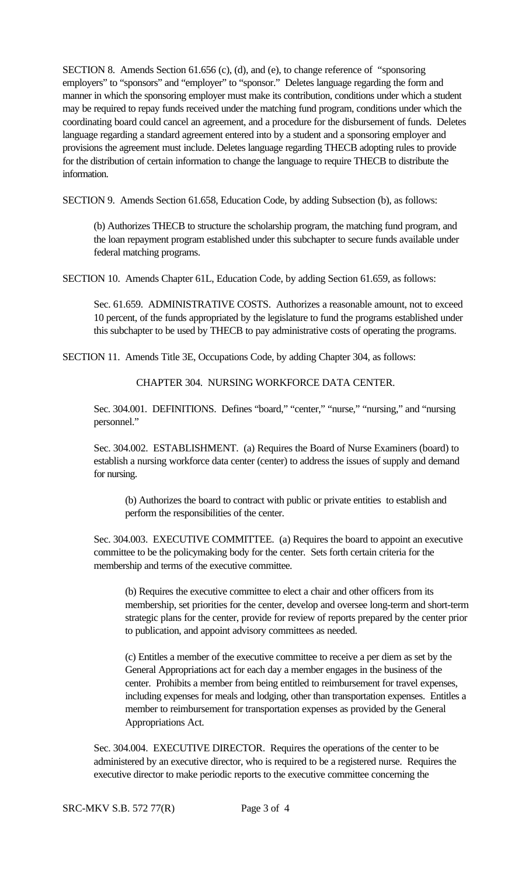SECTION 8. Amends Section 61.656 (c), (d), and (e), to change reference of "sponsoring employers" to "sponsors" and "employer" to "sponsor." Deletes language regarding the form and manner in which the sponsoring employer must make its contribution, conditions under which a student may be required to repay funds received under the matching fund program, conditions under which the coordinating board could cancel an agreement, and a procedure for the disbursement of funds. Deletes language regarding a standard agreement entered into by a student and a sponsoring employer and provisions the agreement must include. Deletes language regarding THECB adopting rules to provide for the distribution of certain information to change the language to require THECB to distribute the information.

SECTION 9. Amends Section 61.658, Education Code, by adding Subsection (b), as follows:

> (b) Authorizes THECB to structure the scholarship program, the matching fund program, and the loan repayment program established under this subchapter to secure funds available under federal matching programs.

SECTION 10. Amends Chapter 61L, Education Code, by adding Section 61.659, as follows:

> Sec. 61.659. ADMINISTRATIVE COSTS. Authorizes a reasonable amount, not to exceed 10 percent, of the funds appropriated by the legislature to fund the programs established under this subchapter to be used by THECB to pay administrative costs of operating the programs.

SECTION 11. Amends Title 3E, Occupations Code, by adding Chapter 304, as follows:

> CHAPTER 304. NURSING WORKFORCE DATA CENTER.
>
> Sec. 304.001. DEFINITIONS. Defines "board," "center," "nurse," "nursing," and "nursing personnel."
>
> Sec. 304.002. ESTABLISHMENT. (a) Requires the Board of Nurse Examiners (board) to establish a nursing workforce data center (center) to address the issues of supply and demand for nursing.
>
> > (b) Authorizes the board to contract with public or private entities to establish and perform the responsibilities of the center.
>
> Sec. 304.003. EXECUTIVE COMMITTEE. (a) Requires the board to appoint an executive committee to be the policymaking body for the center. Sets forth certain criteria for the membership and terms of the executive committee.
>
> > (b) Requires the executive committee to elect a chair and other officers from its membership, set priorities for the center, develop and oversee long-term and short-term strategic plans for the center, provide for review of reports prepared by the center prior to publication, and appoint advisory committees as needed.
> >
> > (c) Entitles a member of the executive committee to receive a per diem as set by the General Appropriations act for each day a member engages in the business of the center. Prohibits a member from being entitled to reimbursement for travel expenses, including expenses for meals and lodging, other than transportation expenses. Entitles a member to reimbursement for transportation expenses as provided by the General Appropriations Act.
>
> Sec. 304.004. EXECUTIVE DIRECTOR. Requires the operations of the center to be administered by an executive director, who is required to be a registered nurse. Requires the executive director to make periodic reports to the executive committee concerning the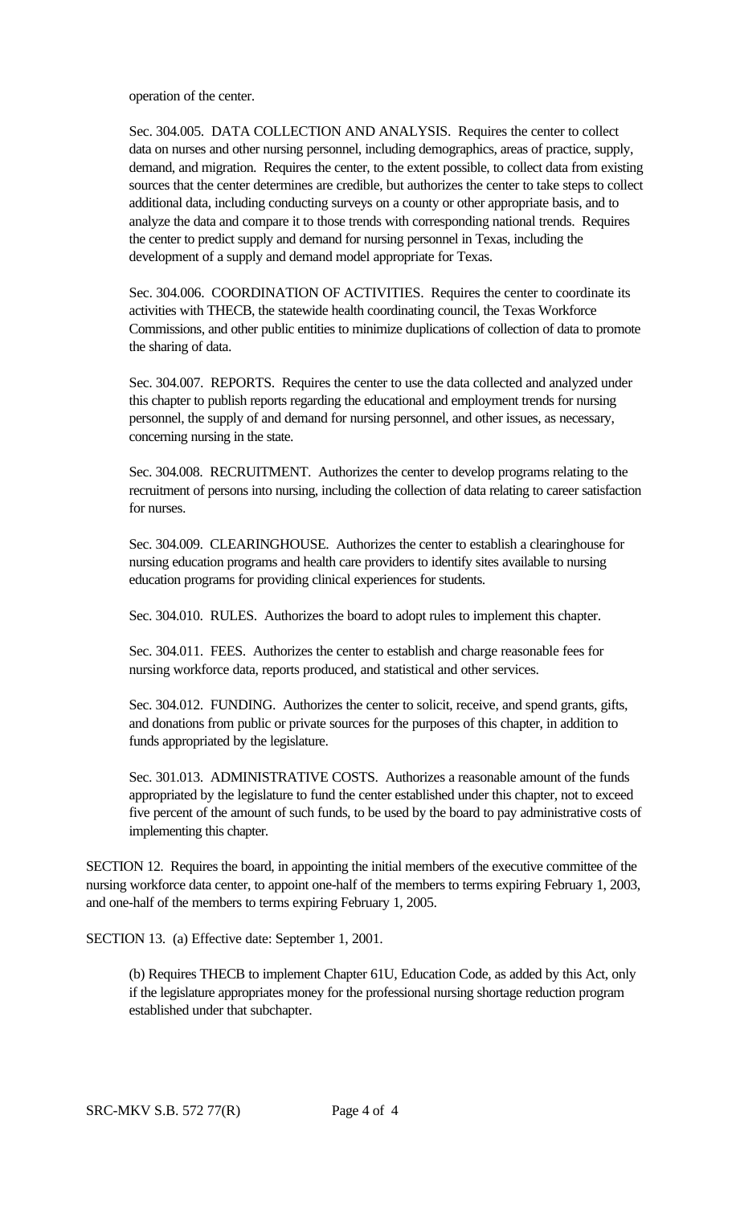operation of the center.

Sec. 304.005. DATA COLLECTION AND ANALYSIS. Requires the center to collect data on nurses and other nursing personnel, including demographics, areas of practice, supply, demand, and migration. Requires the center, to the extent possible, to collect data from existing sources that the center determines are credible, but authorizes the center to take steps to collect additional data, including conducting surveys on a county or other appropriate basis, and to analyze the data and compare it to those trends with corresponding national trends. Requires the center to predict supply and demand for nursing personnel in Texas, including the development of a supply and demand model appropriate for Texas.

Sec. 304.006. COORDINATION OF ACTIVITIES. Requires the center to coordinate its activities with THECB, the statewide health coordinating council, the Texas Workforce Commissions, and other public entities to minimize duplications of collection of data to promote the sharing of data.

Sec. 304.007. REPORTS. Requires the center to use the data collected and analyzed under this chapter to publish reports regarding the educational and employment trends for nursing personnel, the supply of and demand for nursing personnel, and other issues, as necessary, concerning nursing in the state.

Sec. 304.008. RECRUITMENT. Authorizes the center to develop programs relating to the recruitment of persons into nursing, including the collection of data relating to career satisfaction for nurses.

Sec. 304.009. CLEARINGHOUSE. Authorizes the center to establish a clearinghouse for nursing education programs and health care providers to identify sites available to nursing education programs for providing clinical experiences for students.

Sec. 304.010. RULES. Authorizes the board to adopt rules to implement this chapter.

Sec. 304.011. FEES. Authorizes the center to establish and charge reasonable fees for nursing workforce data, reports produced, and statistical and other services.

Sec. 304.012. FUNDING. Authorizes the center to solicit, receive, and spend grants, gifts, and donations from public or private sources for the purposes of this chapter, in addition to funds appropriated by the legislature.

Sec. 301.013. ADMINISTRATIVE COSTS. Authorizes a reasonable amount of the funds appropriated by the legislature to fund the center established under this chapter, not to exceed five percent of the amount of such funds, to be used by the board to pay administrative costs of implementing this chapter.

SECTION 12. Requires the board, in appointing the initial members of the executive committee of the nursing workforce data center, to appoint one-half of the members to terms expiring February 1, 2003, and one-half of the members to terms expiring February 1, 2005.

SECTION 13. (a) Effective date: September 1, 2001.

(b) Requires THECB to implement Chapter 61U, Education Code, as added by this Act, only if the legislature appropriates money for the professional nursing shortage reduction program established under that subchapter.

SRC-MKV S.B. 572 77(R)